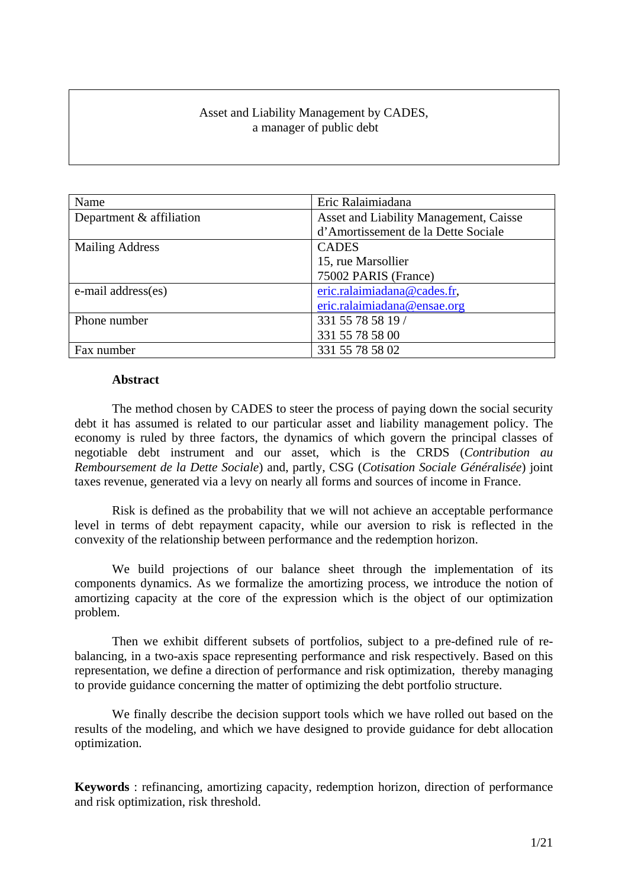# Asset and Liability Management by CADES, a manager of public debt

| Name | Eric Ralaimiadana |
|---|---|
| Department & affiliation | Asset and Liability Management, Caisse d'Amortissement de la Dette Sociale |
| Mailing Address | CADES<br>15, rue Marsollier<br>75002 PARIS (France) |
| e-mail address(es) | eric.ralaimiadana@cades.fr, eric.ralaimiadana@ensae.org |
| Phone number | 331 55 78 58 19 /<br>331 55 78 58 00 |
| Fax number | 331 55 78 58 02 |

**Abstract**

The method chosen by CADES to steer the process of paying down the social security debt it has assumed is related to our particular asset and liability management policy. The economy is ruled by three factors, the dynamics of which govern the principal classes of negotiable debt instrument and our asset, which is the CRDS (*Contribution au Remboursement de la Dette Sociale*) and, partly, CSG (*Cotisation Sociale Généralisée*) joint taxes revenue, generated via a levy on nearly all forms and sources of income in France.

Risk is defined as the probability that we will not achieve an acceptable performance level in terms of debt repayment capacity, while our aversion to risk is reflected in the convexity of the relationship between performance and the redemption horizon.

We build projections of our balance sheet through the implementation of its components dynamics. As we formalize the amortizing process, we introduce the notion of amortizing capacity at the core of the expression which is the object of our optimization problem.

Then we exhibit different subsets of portfolios, subject to a pre-defined rule of re-balancing, in a two-axis space representing performance and risk respectively. Based on this representation, we define a direction of performance and risk optimization, thereby managing to provide guidance concerning the matter of optimizing the debt portfolio structure.

We finally describe the decision support tools which we have rolled out based on the results of the modeling, and which we have designed to provide guidance for debt allocation optimization.

**Keywords** : refinancing, amortizing capacity, redemption horizon, direction of performance and risk optimization, risk threshold.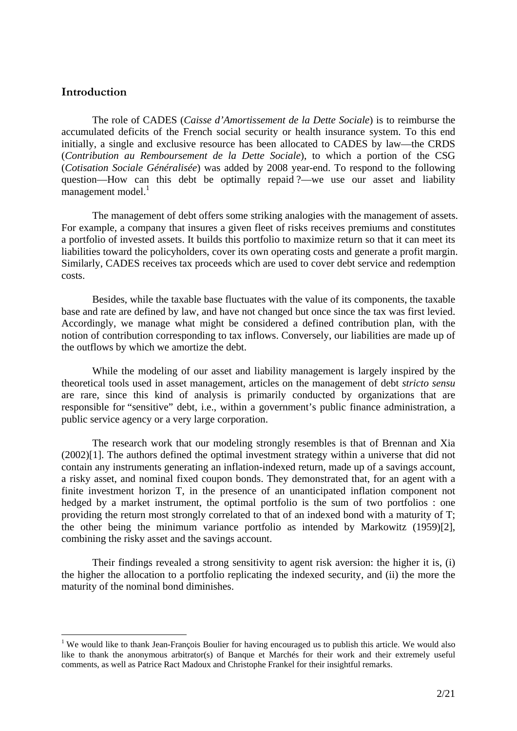## Introduction

The role of CADES (*Caisse d'Amortissement de la Dette Sociale*) is to reimburse the accumulated deficits of the French social security or health insurance system. To this end initially, a single and exclusive resource has been allocated to CADES by law—the CRDS (*Contribution au Remboursement de la Dette Sociale*), to which a portion of the CSG (*Cotisation Sociale Généralisée*) was added by 2008 year-end. To respond to the following question—How can this debt be optimally repaid ?—we use our asset and liability management model.[1]

The management of debt offers some striking analogies with the management of assets. For example, a company that insures a given fleet of risks receives premiums and constitutes a portfolio of invested assets. It builds this portfolio to maximize return so that it can meet its liabilities toward the policyholders, cover its own operating costs and generate a profit margin. Similarly, CADES receives tax proceeds which are used to cover debt service and redemption costs.

Besides, while the taxable base fluctuates with the value of its components, the taxable base and rate are defined by law, and have not changed but once since the tax was first levied. Accordingly, we manage what might be considered a defined contribution plan, with the notion of contribution corresponding to tax inflows. Conversely, our liabilities are made up of the outflows by which we amortize the debt.

While the modeling of our asset and liability management is largely inspired by the theoretical tools used in asset management, articles on the management of debt *stricto sensu* are rare, since this kind of analysis is primarily conducted by organizations that are responsible for "sensitive" debt, i.e., within a government's public finance administration, a public service agency or a very large corporation.

The research work that our modeling strongly resembles is that of Brennan and Xia (2002)[1]. The authors defined the optimal investment strategy within a universe that did not contain any instruments generating an inflation-indexed return, made up of a savings account, a risky asset, and nominal fixed coupon bonds. They demonstrated that, for an agent with a finite investment horizon T, in the presence of an unanticipated inflation component not hedged by a market instrument, the optimal portfolio is the sum of two portfolios : one providing the return most strongly correlated to that of an indexed bond with a maturity of T; the other being the minimum variance portfolio as intended by Markowitz (1959)[2], combining the risky asset and the savings account.

Their findings revealed a strong sensitivity to agent risk aversion: the higher it is, (i) the higher the allocation to a portfolio replicating the indexed security, and (ii) the more the maturity of the nominal bond diminishes.

[1] We would like to thank Jean-François Boulier for having encouraged us to publish this article. We would also like to thank the anonymous arbitrator(s) of Banque et Marchés for their work and their extremely useful comments, as well as Patrice Ract Madoux and Christophe Frankel for their insightful remarks.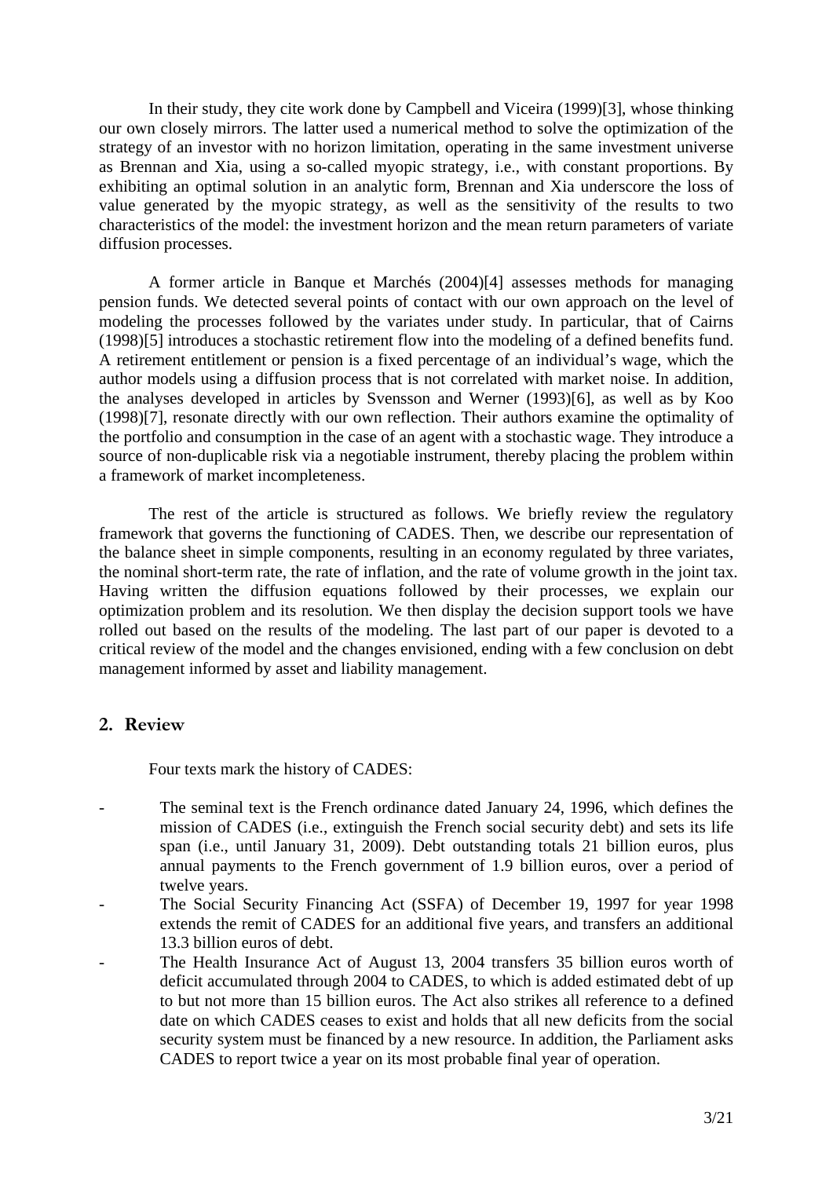In their study, they cite work done by Campbell and Viceira (1999)[3], whose thinking our own closely mirrors. The latter used a numerical method to solve the optimization of the strategy of an investor with no horizon limitation, operating in the same investment universe as Brennan and Xia, using a so-called myopic strategy, i.e., with constant proportions. By exhibiting an optimal solution in an analytic form, Brennan and Xia underscore the loss of value generated by the myopic strategy, as well as the sensitivity of the results to two characteristics of the model: the investment horizon and the mean return parameters of variate diffusion processes.

A former article in Banque et Marchés (2004)[4] assesses methods for managing pension funds. We detected several points of contact with our own approach on the level of modeling the processes followed by the variates under study. In particular, that of Cairns (1998)[5] introduces a stochastic retirement flow into the modeling of a defined benefits fund. A retirement entitlement or pension is a fixed percentage of an individual's wage, which the author models using a diffusion process that is not correlated with market noise. In addition, the analyses developed in articles by Svensson and Werner (1993)[6], as well as by Koo (1998)[7], resonate directly with our own reflection. Their authors examine the optimality of the portfolio and consumption in the case of an agent with a stochastic wage. They introduce a source of non-duplicable risk via a negotiable instrument, thereby placing the problem within a framework of market incompleteness.

The rest of the article is structured as follows. We briefly review the regulatory framework that governs the functioning of CADES. Then, we describe our representation of the balance sheet in simple components, resulting in an economy regulated by three variates, the nominal short-term rate, the rate of inflation, and the rate of volume growth in the joint tax. Having written the diffusion equations followed by their processes, we explain our optimization problem and its resolution. We then display the decision support tools we have rolled out based on the results of the modeling. The last part of our paper is devoted to a critical review of the model and the changes envisioned, ending with a few conclusion on debt management informed by asset and liability management.

## 2. Review

Four texts mark the history of CADES:

- The seminal text is the French ordinance dated January 24, 1996, which defines the mission of CADES (i.e., extinguish the French social security debt) and sets its life span (i.e., until January 31, 2009). Debt outstanding totals 21 billion euros, plus annual payments to the French government of 1.9 billion euros, over a period of twelve years.
- The Social Security Financing Act (SSFA) of December 19, 1997 for year 1998 extends the remit of CADES for an additional five years, and transfers an additional 13.3 billion euros of debt.
- The Health Insurance Act of August 13, 2004 transfers 35 billion euros worth of deficit accumulated through 2004 to CADES, to which is added estimated debt of up to but not more than 15 billion euros. The Act also strikes all reference to a defined date on which CADES ceases to exist and holds that all new deficits from the social security system must be financed by a new resource. In addition, the Parliament asks CADES to report twice a year on its most probable final year of operation.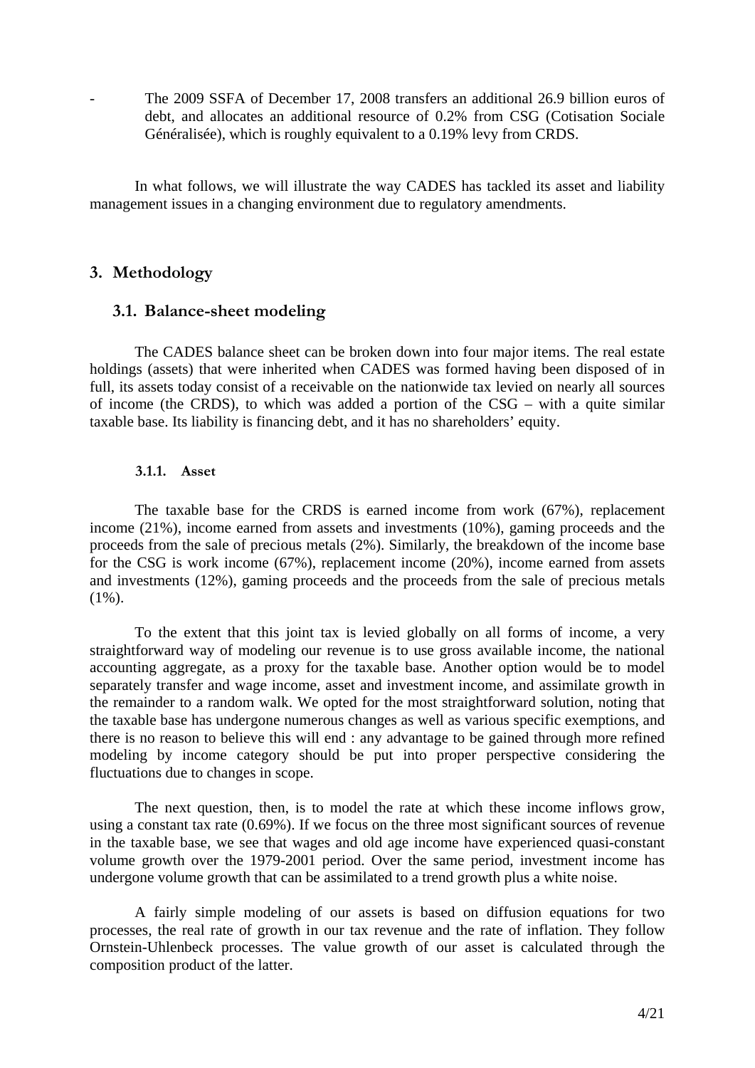- The 2009 SSFA of December 17, 2008 transfers an additional 26.9 billion euros of debt, and allocates an additional resource of 0.2% from CSG (Cotisation Sociale Généralisée), which is roughly equivalent to a 0.19% levy from CRDS.

In what follows, we will illustrate the way CADES has tackled its asset and liability management issues in a changing environment due to regulatory amendments.

## 3. Methodology

### 3.1. Balance-sheet modeling

The CADES balance sheet can be broken down into four major items. The real estate holdings (assets) that were inherited when CADES was formed having been disposed of in full, its assets today consist of a receivable on the nationwide tax levied on nearly all sources of income (the CRDS), to which was added a portion of the CSG – with a quite similar taxable base. Its liability is financing debt, and it has no shareholders' equity.

#### 3.1.1. Asset

The taxable base for the CRDS is earned income from work (67%), replacement income (21%), income earned from assets and investments (10%), gaming proceeds and the proceeds from the sale of precious metals (2%). Similarly, the breakdown of the income base for the CSG is work income (67%), replacement income (20%), income earned from assets and investments (12%), gaming proceeds and the proceeds from the sale of precious metals (1%).

To the extent that this joint tax is levied globally on all forms of income, a very straightforward way of modeling our revenue is to use gross available income, the national accounting aggregate, as a proxy for the taxable base. Another option would be to model separately transfer and wage income, asset and investment income, and assimilate growth in the remainder to a random walk. We opted for the most straightforward solution, noting that the taxable base has undergone numerous changes as well as various specific exemptions, and there is no reason to believe this will end : any advantage to be gained through more refined modeling by income category should be put into proper perspective considering the fluctuations due to changes in scope.

The next question, then, is to model the rate at which these income inflows grow, using a constant tax rate (0.69%). If we focus on the three most significant sources of revenue in the taxable base, we see that wages and old age income have experienced quasi-constant volume growth over the 1979-2001 period. Over the same period, investment income has undergone volume growth that can be assimilated to a trend growth plus a white noise.

A fairly simple modeling of our assets is based on diffusion equations for two processes, the real rate of growth in our tax revenue and the rate of inflation. They follow Ornstein-Uhlenbeck processes. The value growth of our asset is calculated through the composition product of the latter.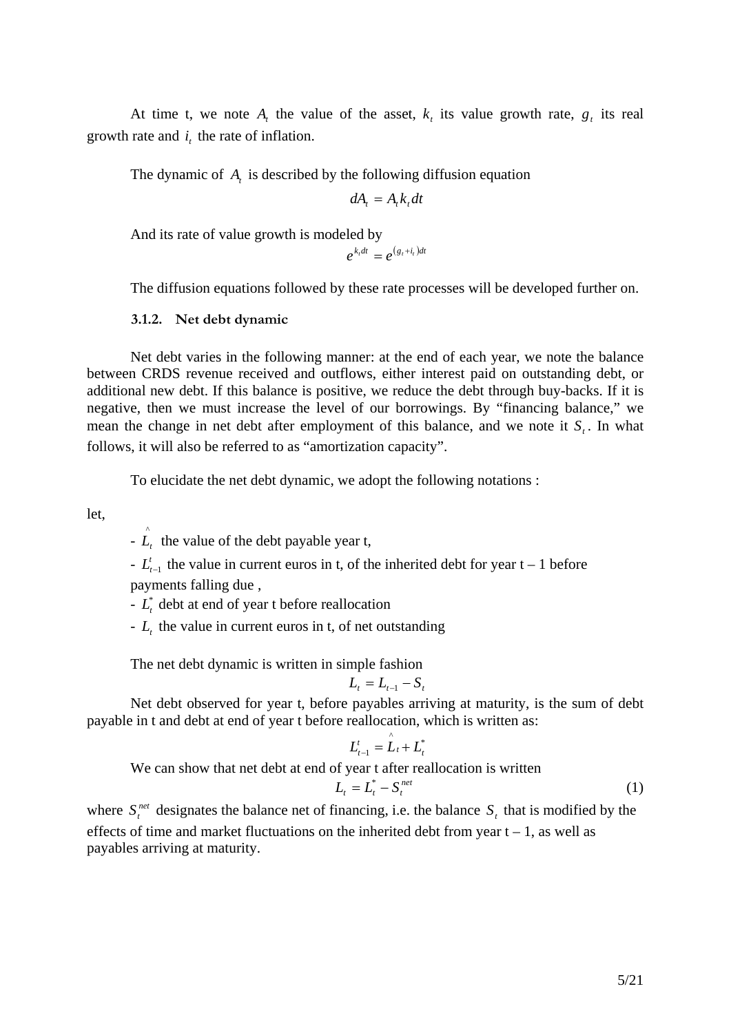At time t, we note $A_t$ the value of the asset, $k_t$ its value growth rate, $g_t$ its real growth rate and $i_t$ the rate of inflation.

The dynamic of $A_t$ is described by the following diffusion equation

$$dA_t = A_t k_t dt$$

And its rate of value growth is modeled by

$$e^{k_t dt} = e^{(g_t + i_t)dt}$$

The diffusion equations followed by these rate processes will be developed further on.

### 3.1.2. Net debt dynamic

Net debt varies in the following manner: at the end of each year, we note the balance between CRDS revenue received and outflows, either interest paid on outstanding debt, or additional new debt. If this balance is positive, we reduce the debt through buy-backs. If it is negative, then we must increase the level of our borrowings. By "financing balance," we mean the change in net debt after employment of this balance, and we note it $S_t$. In what follows, it will also be referred to as "amortization capacity".

To elucidate the net debt dynamic, we adopt the following notations :

let,

- $\hat{L}_t$ the value of the debt payable year t,
- $L_{t-1}^t$ the value in current euros in t, of the inherited debt for year t – 1 before payments falling due ,
- $L_t^*$ debt at end of year t before reallocation
- $L_t$ the value in current euros in t, of net outstanding

The net debt dynamic is written in simple fashion

$$L_t = L_{t-1} - S_t$$

Net debt observed for year t, before payables arriving at maturity, is the sum of debt payable in t and debt at end of year t before reallocation, which is written as:

$$L_{t-1}^t = \hat{L}_t + L_t^*$$

We can show that net debt at end of year t after reallocation is written

$$L_t = L_t^* - S_t^{net} \tag{1}$$

where $S_t^{net}$ designates the balance net of financing, i.e. the balance $S_t$ that is modified by the effects of time and market fluctuations on the inherited debt from year t – 1, as well as payables arriving at maturity.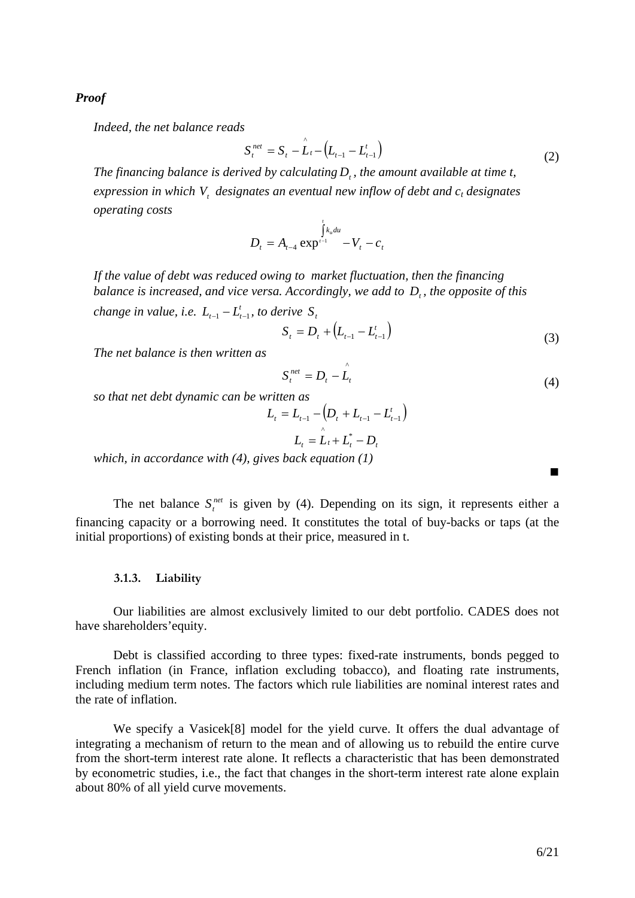***Proof***

*Indeed, the net balance reads*

$$S_t^{net} = S_t - \hat{L}_t - \left(L_{t-1} - L_{t-1}^t\right) \tag{2}$$

*The financing balance is derived by calculating $D_t$, the amount available at time t, expression in which $V_t$ designates an eventual new inflow of debt and $c_t$ designates operating costs*

$$D_t = A_{t-4} \exp^{\int_{t-1}^{t} k_u du} - V_t - c_t$$

*If the value of debt was reduced owing to market fluctuation, then the financing balance is increased, and vice versa. Accordingly, we add to $D_t$, the opposite of this change in value, i.e. $L_{t-1} - L_{t-1}^t$, to derive $S_t$*

$$S_t = D_t + \left(L_{t-1} - L_{t-1}^t\right) \tag{3}$$

*The net balance is then written as*

$$S_t^{net} = D_t - \hat{L}_t \tag{4}$$

*so that net debt dynamic can be written as*

$$L_t = L_{t-1} - \left(D_t + L_{t-1} - L_{t-1}^t\right)$$

$$L_t = \hat{L}_t + L_t^* - D_t$$

*which, in accordance with (4), gives back equation (1)*

■

The net balance $S_t^{net}$ is given by (4). Depending on its sign, it represents either a financing capacity or a borrowing need. It constitutes the total of buy-backs or taps (at the initial proportions) of existing bonds at their price, measured in t.

### 3.1.3. Liability

Our liabilities are almost exclusively limited to our debt portfolio. CADES does not have shareholders'equity.

Debt is classified according to three types: fixed-rate instruments, bonds pegged to French inflation (in France, inflation excluding tobacco), and floating rate instruments, including medium term notes. The factors which rule liabilities are nominal interest rates and the rate of inflation.

We specify a Vasicek[8] model for the yield curve. It offers the dual advantage of integrating a mechanism of return to the mean and of allowing us to rebuild the entire curve from the short-term interest rate alone. It reflects a characteristic that has been demonstrated by econometric studies, i.e., the fact that changes in the short-term interest rate alone explain about 80% of all yield curve movements.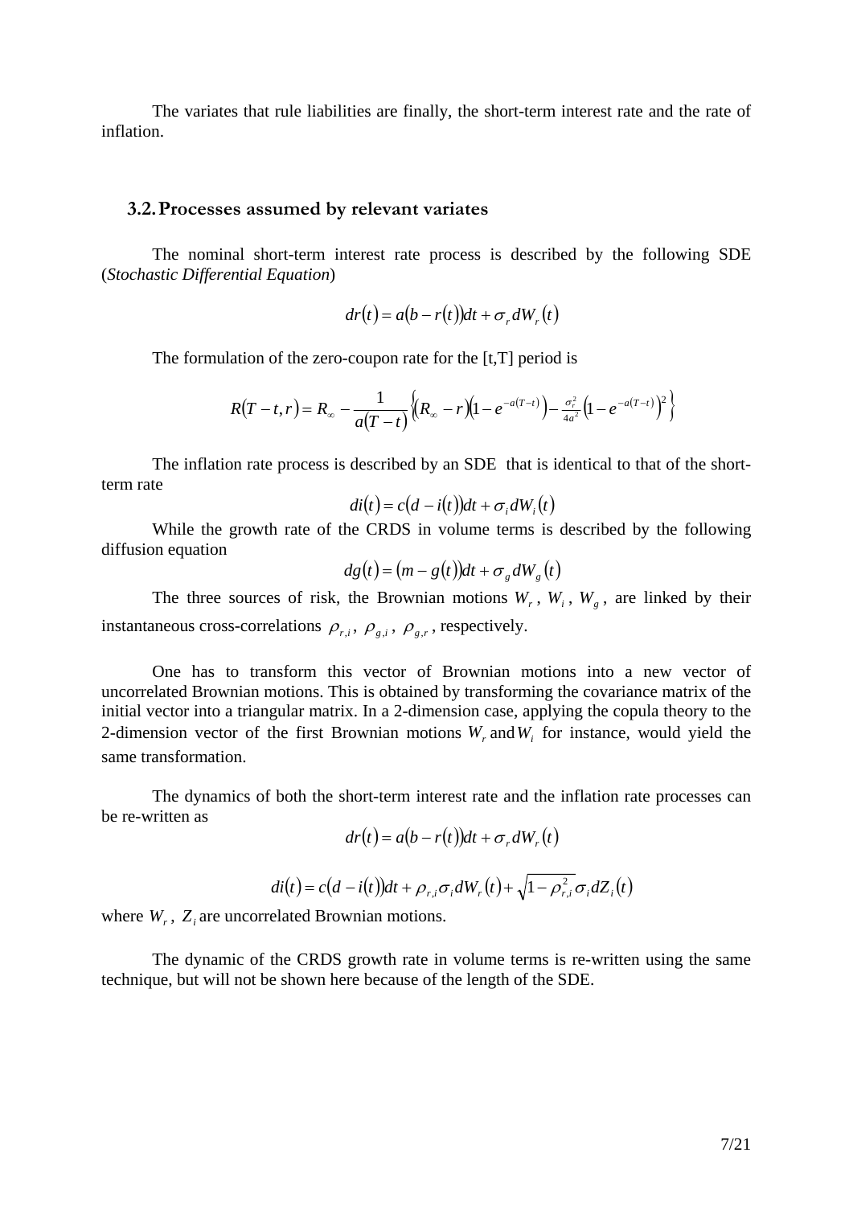The variates that rule liabilities are finally, the short-term interest rate and the rate of inflation.

## 3.2. Processes assumed by relevant variates

The nominal short-term interest rate process is described by the following SDE (*Stochastic Differential Equation*)

$$dr(t) = a(b - r(t))dt + \sigma_r dW_r(t)$$

The formulation of the zero-coupon rate for the [t,T] period is

$$R(T-t,r) = R_\infty - \frac{1}{a(T-t)}\left\{(R_\infty - r)\left(1 - e^{-a(T-t)}\right) - \tfrac{\sigma_r^2}{4a^2}\left(1 - e^{-a(T-t)}\right)^2\right\}$$

The inflation rate process is described by an SDE that is identical to that of the short-term rate

$$di(t) = c(d - i(t))dt + \sigma_i dW_i(t)$$

While the growth rate of the CRDS in volume terms is described by the following diffusion equation

$$dg(t) = (m - g(t))dt + \sigma_g dW_g(t)$$

The three sources of risk, the Brownian motions $W_r$, $W_i$, $W_g$, are linked by their instantaneous cross-correlations $\rho_{r,i}$, $\rho_{g,i}$, $\rho_{g,r}$, respectively.

One has to transform this vector of Brownian motions into a new vector of uncorrelated Brownian motions. This is obtained by transforming the covariance matrix of the initial vector into a triangular matrix. In a 2-dimension case, applying the copula theory to the 2-dimension vector of the first Brownian motions $W_r$ and $W_i$ for instance, would yield the same transformation.

The dynamics of both the short-term interest rate and the inflation rate processes can be re-written as

$$dr(t) = a(b - r(t))dt + \sigma_r dW_r(t)$$

$$di(t) = c(d - i(t))dt + \rho_{r,i}\sigma_i dW_r(t) + \sqrt{1 - \rho_{r,i}^2}\,\sigma_i dZ_i(t)$$

where $W_r$, $Z_i$ are uncorrelated Brownian motions.

The dynamic of the CRDS growth rate in volume terms is re-written using the same technique, but will not be shown here because of the length of the SDE.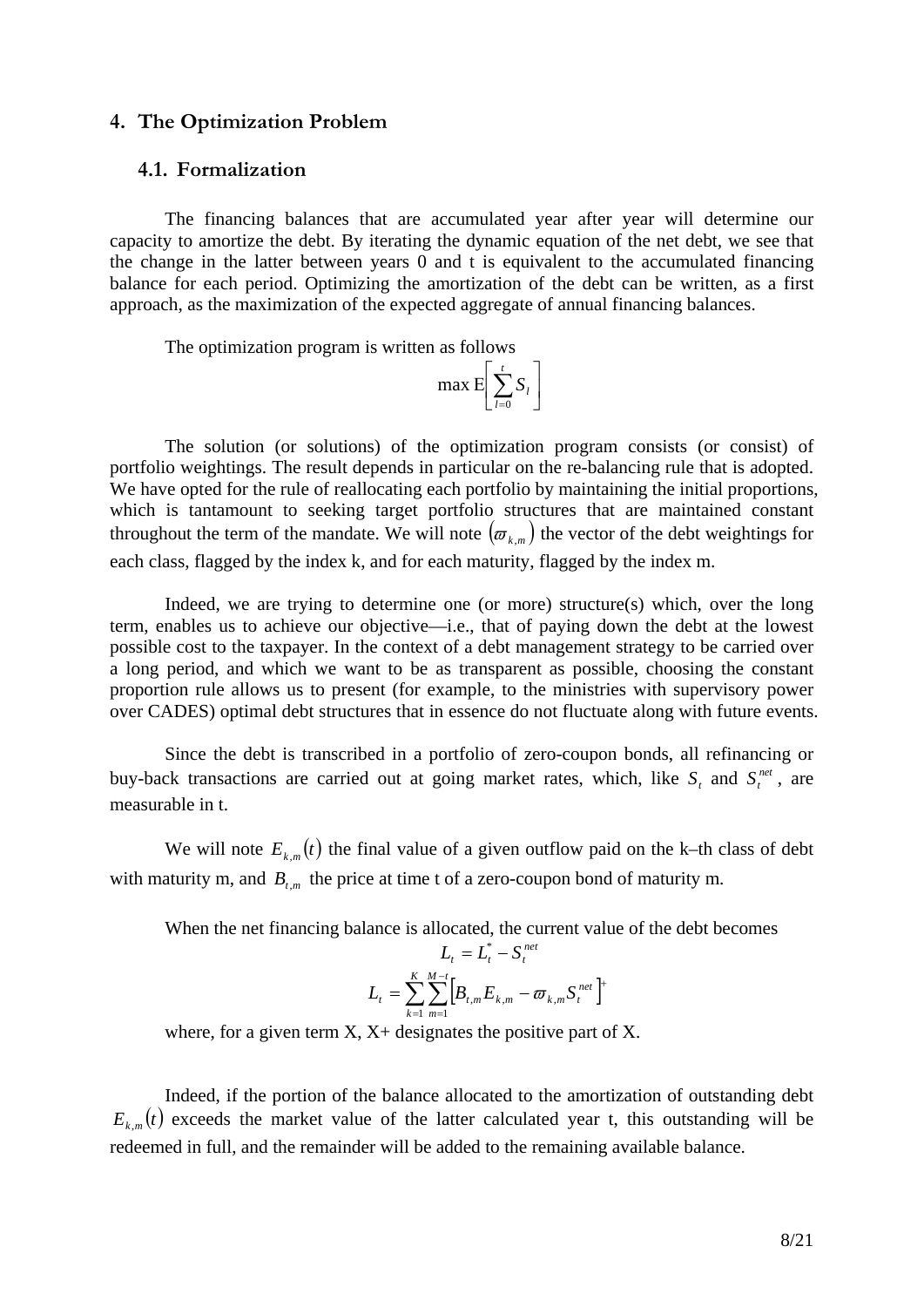## 4. The Optimization Problem

### 4.1. Formalization

The financing balances that are accumulated year after year will determine our capacity to amortize the debt. By iterating the dynamic equation of the net debt, we see that the change in the latter between years 0 and t is equivalent to the accumulated financing balance for each period. Optimizing the amortization of the debt can be written, as a first approach, as the maximization of the expected aggregate of annual financing balances.

The optimization program is written as follows

$$\max \mathrm{E}\left[\sum_{l=0}^{t} S_l\right]$$

The solution (or solutions) of the optimization program consists (or consist) of portfolio weightings. The result depends in particular on the re-balancing rule that is adopted. We have opted for the rule of reallocating each portfolio by maintaining the initial proportions, which is tantamount to seeking target portfolio structures that are maintained constant throughout the term of the mandate. We will note $(\varpi_{k,m})$ the vector of the debt weightings for each class, flagged by the index k, and for each maturity, flagged by the index m.

Indeed, we are trying to determine one (or more) structure(s) which, over the long term, enables us to achieve our objective—i.e., that of paying down the debt at the lowest possible cost to the taxpayer. In the context of a debt management strategy to be carried over a long period, and which we want to be as transparent as possible, choosing the constant proportion rule allows us to present (for example, to the ministries with supervisory power over CADES) optimal debt structures that in essence do not fluctuate along with future events.

Since the debt is transcribed in a portfolio of zero-coupon bonds, all refinancing or buy-back transactions are carried out at going market rates, which, like $S_t$ and $S_t^{net}$, are measurable in t.

We will note $E_{k,m}(t)$ the final value of a given outflow paid on the k–th class of debt with maturity m, and $B_{t,m}$ the price at time t of a zero-coupon bond of maturity m.

When the net financing balance is allocated, the current value of the debt becomes

$$L_t = L_t^* - S_t^{net}$$

$$L_t = \sum_{k=1}^{K} \sum_{m=1}^{M-t} \left[B_{t,m} E_{k,m} - \varpi_{k,m} S_t^{net}\right]^+$$

where, for a given term X, X+ designates the positive part of X.

Indeed, if the portion of the balance allocated to the amortization of outstanding debt $E_{k,m}(t)$ exceeds the market value of the latter calculated year t, this outstanding will be redeemed in full, and the remainder will be added to the remaining available balance.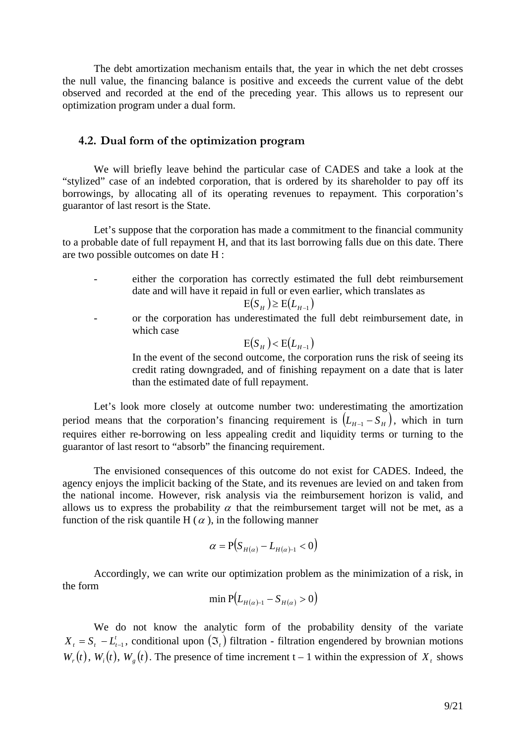The debt amortization mechanism entails that, the year in which the net debt crosses the null value, the financing balance is positive and exceeds the current value of the debt observed and recorded at the end of the preceding year. This allows us to represent our optimization program under a dual form.

## 4.2. Dual form of the optimization program

We will briefly leave behind the particular case of CADES and take a look at the "stylized" case of an indebted corporation, that is ordered by its shareholder to pay off its borrowings, by allocating all of its operating revenues to repayment. This corporation's guarantor of last resort is the State.

Let's suppose that the corporation has made a commitment to the financial community to a probable date of full repayment H, and that its last borrowing falls due on this date. There are two possible outcomes on date H :

- either the corporation has correctly estimated the full debt reimbursement date and will have it repaid in full or even earlier, which translates as

$$\mathrm{E}(S_H) \geq \mathrm{E}(L_{H-1})$$

- or the corporation has underestimated the full debt reimbursement date, in which case

$$\mathrm{E}(S_H) < \mathrm{E}(L_{H-1})$$

  In the event of the second outcome, the corporation runs the risk of seeing its credit rating downgraded, and of finishing repayment on a date that is later than the estimated date of full repayment.

Let's look more closely at outcome number two: underestimating the amortization period means that the corporation's financing requirement is $(L_{H-1} - S_H)$, which in turn requires either re-borrowing on less appealing credit and liquidity terms or turning to the guarantor of last resort to "absorb" the financing requirement.

The envisioned consequences of this outcome do not exist for CADES. Indeed, the agency enjoys the implicit backing of the State, and its revenues are levied on and taken from the national income. However, risk analysis via the reimbursement horizon is valid, and allows us to express the probability $\alpha$ that the reimbursement target will not be met, as a function of the risk quantile H ( $\alpha$ ), in the following manner

$$\alpha = \mathrm{P}\left(S_{H(\alpha)} - L_{H(\alpha)-1} < 0\right)$$

Accordingly, we can write our optimization problem as the minimization of a risk, in the form

$$\min \mathrm{P}\left(L_{H(\alpha)-1} - S_{H(\alpha)} > 0\right)$$

We do not know the analytic form of the probability density of the variate $X_t = S_t - L_{t-1}^t$, conditional upon $(\Im_t)$ filtration - filtration engendered by brownian motions $W_r(t)$, $W_i(t)$, $W_g(t)$. The presence of time increment t – 1 within the expression of $X_t$ shows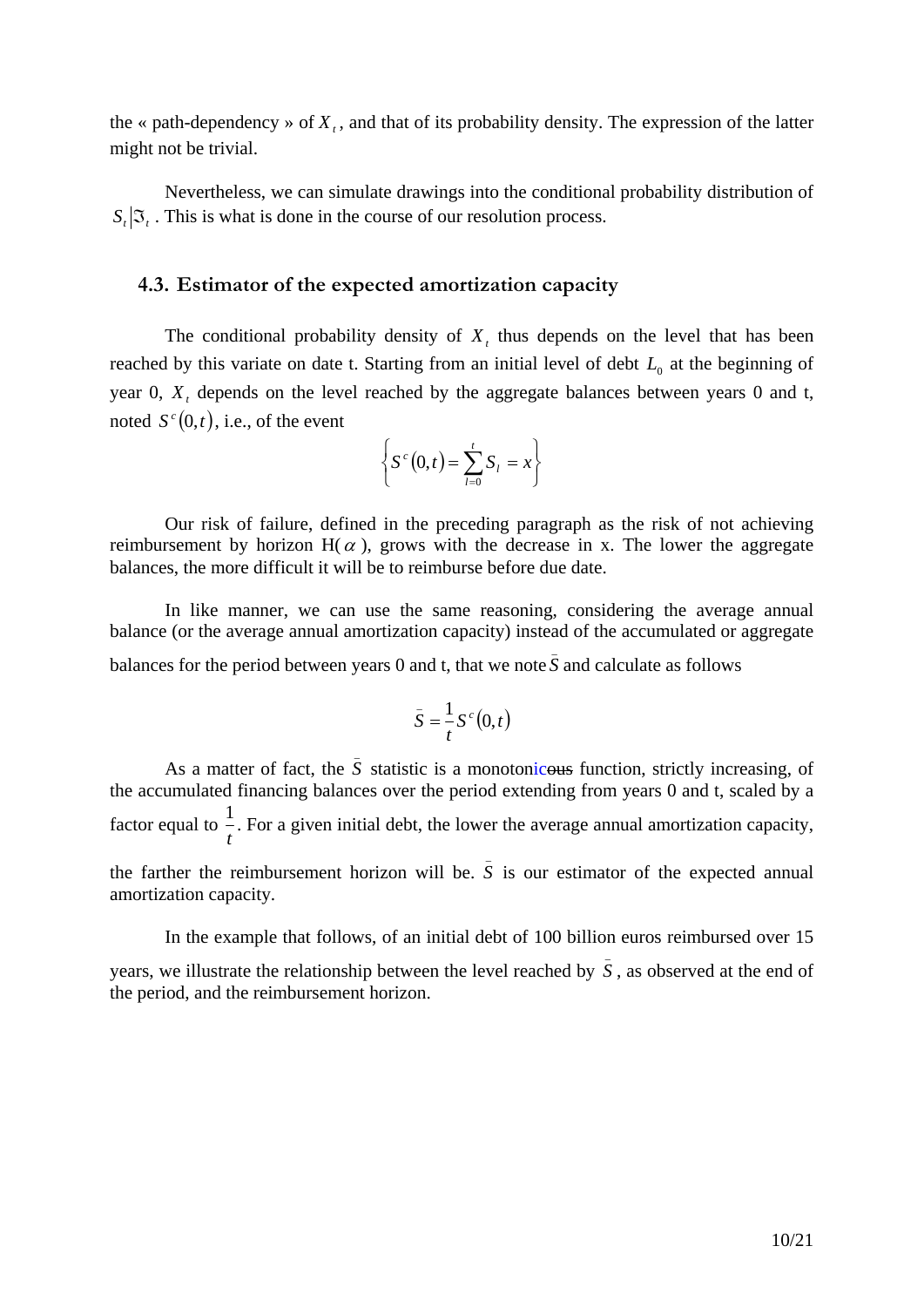the « path-dependency » of $X_t$, and that of its probability density. The expression of the latter might not be trivial.

Nevertheless, we can simulate drawings into the conditional probability distribution of $S_t | \Im_t$. This is what is done in the course of our resolution process.

### 4.3. Estimator of the expected amortization capacity

The conditional probability density of $X_t$ thus depends on the level that has been reached by this variate on date t. Starting from an initial level of debt $L_0$ at the beginning of year 0, $X_t$ depends on the level reached by the aggregate balances between years 0 and t, noted $S^c(0,t)$, i.e., of the event

$$\left\{ S^c(0,t) = \sum_{l=0}^{t} S_l \ = x \right\}$$

Our risk of failure, defined in the preceding paragraph as the risk of not achieving reimbursement by horizon H($\alpha$), grows with the decrease in x. The lower the aggregate balances, the more difficult it will be to reimburse before due date.

In like manner, we can use the same reasoning, considering the average annual balance (or the average annual amortization capacity) instead of the accumulated or aggregate balances for the period between years 0 and t, that we note $\bar{S}$ and calculate as follows

$$\bar{S} = \frac{1}{t} S^c(0,t)$$

As a matter of fact, the $\bar{S}$ statistic is a monotonic~~ous~~ function, strictly increasing, of the accumulated financing balances over the period extending from years 0 and t, scaled by a factor equal to $\frac{1}{t}$. For a given initial debt, the lower the average annual amortization capacity, the farther the reimbursement horizon will be. $\bar{S}$ is our estimator of the expected annual amortization capacity.

In the example that follows, of an initial debt of 100 billion euros reimbursed over 15 years, we illustrate the relationship between the level reached by $\bar{S}$, as observed at the end of the period, and the reimbursement horizon.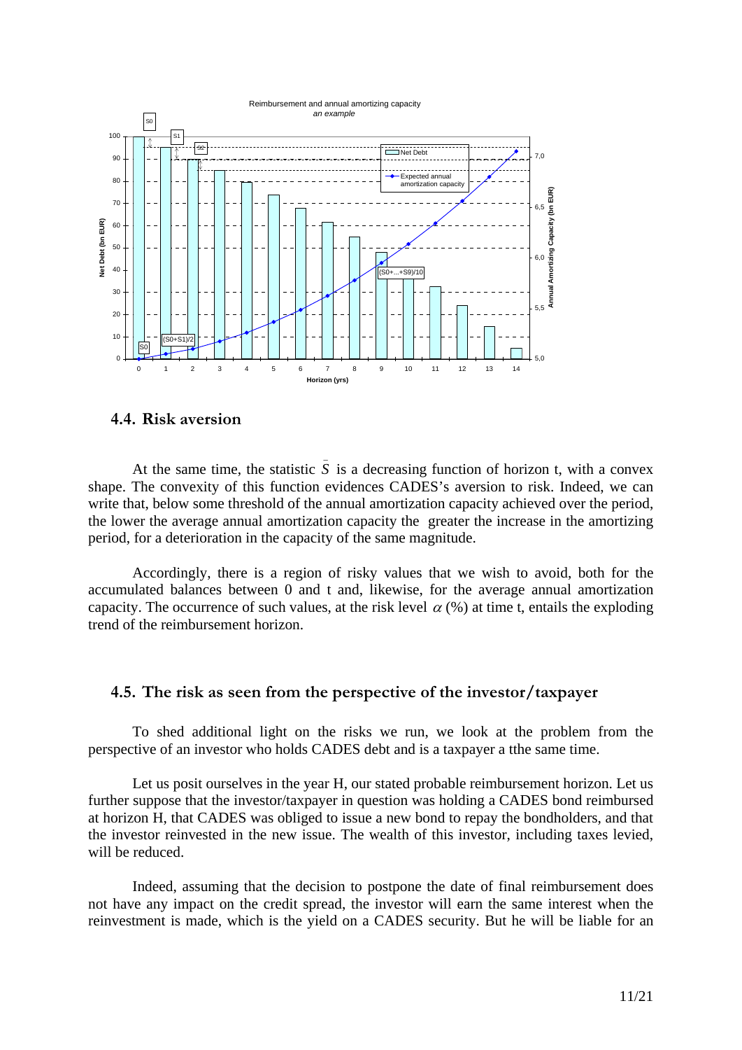## 4.4. Risk aversion

At the same time, the statistic $\bar{S}$ is a decreasing function of horizon t, with a convex shape. The convexity of this function evidences CADES's aversion to risk. Indeed, we can write that, below some threshold of the annual amortization capacity achieved over the period, the lower the average annual amortization capacity the greater the increase in the amortizing period, for a deterioration in the capacity of the same magnitude.

Accordingly, there is a region of risky values that we wish to avoid, both for the accumulated balances between 0 and t and, likewise, for the average annual amortization capacity. The occurrence of such values, at the risk level $\alpha$ (%) at time t, entails the exploding trend of the reimbursement horizon.

## 4.5. The risk as seen from the perspective of the investor/taxpayer

To shed additional light on the risks we run, we look at the problem from the perspective of an investor who holds CADES debt and is a taxpayer a tthe same time.

Let us posit ourselves in the year H, our stated probable reimbursement horizon. Let us further suppose that the investor/taxpayer in question was holding a CADES bond reimbursed at horizon H, that CADES was obliged to issue a new bond to repay the bondholders, and that the investor reinvested in the new issue. The wealth of this investor, including taxes levied, will be reduced.

Indeed, assuming that the decision to postpone the date of final reimbursement does not have any impact on the credit spread, the investor will earn the same interest when the reinvestment is made, which is the yield on a CADES security. But he will be liable for an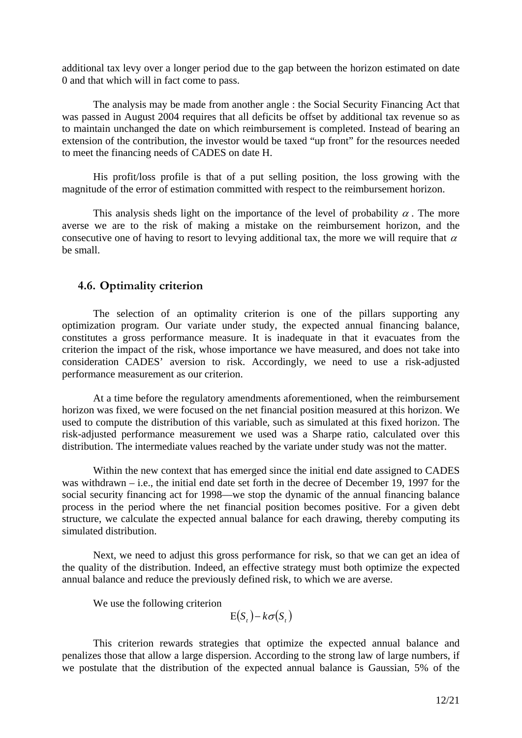additional tax levy over a longer period due to the gap between the horizon estimated on date 0 and that which will in fact come to pass.

The analysis may be made from another angle : the Social Security Financing Act that was passed in August 2004 requires that all deficits be offset by additional tax revenue so as to maintain unchanged the date on which reimbursement is completed. Instead of bearing an extension of the contribution, the investor would be taxed "up front" for the resources needed to meet the financing needs of CADES on date H.

His profit/loss profile is that of a put selling position, the loss growing with the magnitude of the error of estimation committed with respect to the reimbursement horizon.

This analysis sheds light on the importance of the level of probability $\alpha$. The more averse we are to the risk of making a mistake on the reimbursement horizon, and the consecutive one of having to resort to levying additional tax, the more we will require that $\alpha$ be small.

### 4.6. Optimality criterion

The selection of an optimality criterion is one of the pillars supporting any optimization program. Our variate under study, the expected annual financing balance, constitutes a gross performance measure. It is inadequate in that it evacuates from the criterion the impact of the risk, whose importance we have measured, and does not take into consideration CADES' aversion to risk. Accordingly, we need to use a risk-adjusted performance measurement as our criterion.

At a time before the regulatory amendments aforementioned, when the reimbursement horizon was fixed, we were focused on the net financial position measured at this horizon. We used to compute the distribution of this variable, such as simulated at this fixed horizon. The risk-adjusted performance measurement we used was a Sharpe ratio, calculated over this distribution. The intermediate values reached by the variate under study was not the matter.

Within the new context that has emerged since the initial end date assigned to CADES was withdrawn – i.e., the initial end date set forth in the decree of December 19, 1997 for the social security financing act for 1998—we stop the dynamic of the annual financing balance process in the period where the net financial position becomes positive. For a given debt structure, we calculate the expected annual balance for each drawing, thereby computing its simulated distribution.

Next, we need to adjust this gross performance for risk, so that we can get an idea of the quality of the distribution. Indeed, an effective strategy must both optimize the expected annual balance and reduce the previously defined risk, to which we are averse.

We use the following criterion

$$\mathrm{E}(S_t) - k\sigma(S_t)$$

This criterion rewards strategies that optimize the expected annual balance and penalizes those that allow a large dispersion. According to the strong law of large numbers, if we postulate that the distribution of the expected annual balance is Gaussian, 5% of the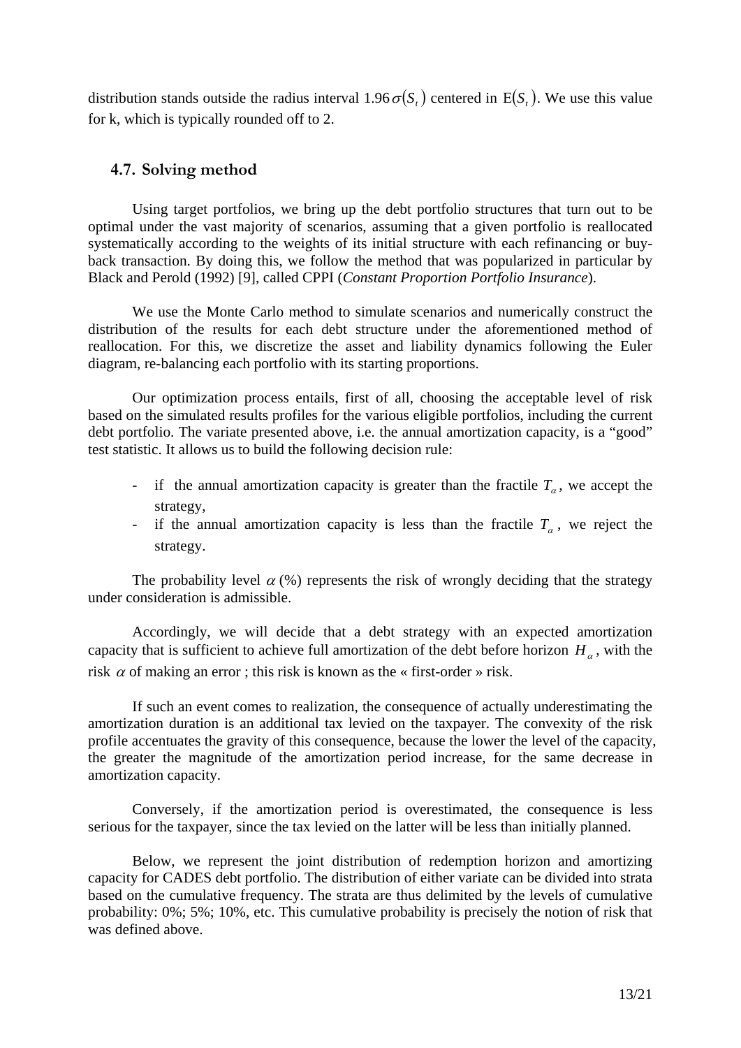distribution stands outside the radius interval $1.96\sigma(S_t)$ centered in $\mathrm{E}(S_t)$. We use this value for k, which is typically rounded off to 2.

### 4.7. Solving method

Using target portfolios, we bring up the debt portfolio structures that turn out to be optimal under the vast majority of scenarios, assuming that a given portfolio is reallocated systematically according to the weights of its initial structure with each refinancing or buy-back transaction. By doing this, we follow the method that was popularized in particular by Black and Perold (1992) [9], called CPPI (*Constant Proportion Portfolio Insurance*).

We use the Monte Carlo method to simulate scenarios and numerically construct the distribution of the results for each debt structure under the aforementioned method of reallocation. For this, we discretize the asset and liability dynamics following the Euler diagram, re-balancing each portfolio with its starting proportions.

Our optimization process entails, first of all, choosing the acceptable level of risk based on the simulated results profiles for the various eligible portfolios, including the current debt portfolio. The variate presented above, i.e. the annual amortization capacity, is a "good" test statistic. It allows us to build the following decision rule:

- if the annual amortization capacity is greater than the fractile $T_\alpha$, we accept the strategy,
- if the annual amortization capacity is less than the fractile $T_\alpha$, we reject the strategy.

The probability level $\alpha$ (%) represents the risk of wrongly deciding that the strategy under consideration is admissible.

Accordingly, we will decide that a debt strategy with an expected amortization capacity that is sufficient to achieve full amortization of the debt before horizon $H_\alpha$, with the risk $\alpha$ of making an error ; this risk is known as the « first-order » risk.

If such an event comes to realization, the consequence of actually underestimating the amortization duration is an additional tax levied on the taxpayer. The convexity of the risk profile accentuates the gravity of this consequence, because the lower the level of the capacity, the greater the magnitude of the amortization period increase, for the same decrease in amortization capacity.

Conversely, if the amortization period is overestimated, the consequence is less serious for the taxpayer, since the tax levied on the latter will be less than initially planned.

Below, we represent the joint distribution of redemption horizon and amortizing capacity for CADES debt portfolio. The distribution of either variate can be divided into strata based on the cumulative frequency. The strata are thus delimited by the levels of cumulative probability: 0%; 5%; 10%, etc. This cumulative probability is precisely the notion of risk that was defined above.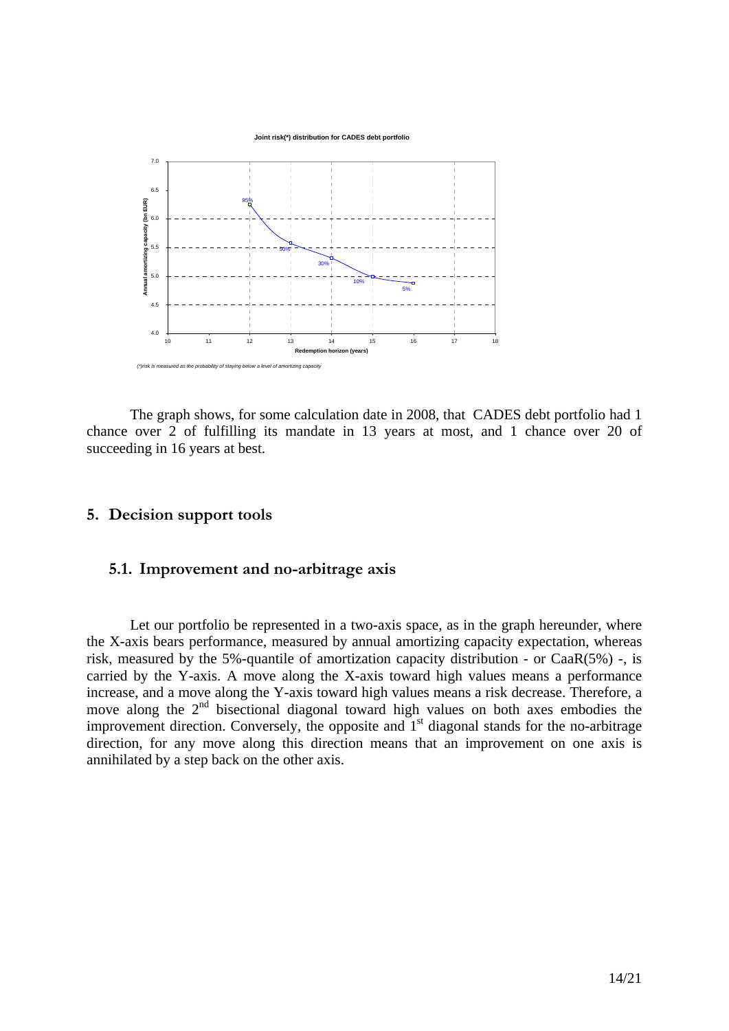Joint risk(*) distribution for CADES debt portfolio

(*)risk is measured as the probability of staying below a level of amortizing capacity

The graph shows, for some calculation date in 2008, that CADES debt portfolio had 1 chance over 2 of fulfilling its mandate in 13 years at most, and 1 chance over 20 of succeeding in 16 years at best.

## 5. Decision support tools

### 5.1. Improvement and no-arbitrage axis

Let our portfolio be represented in a two-axis space, as in the graph hereunder, where the X-axis bears performance, measured by annual amortizing capacity expectation, whereas risk, measured by the 5%-quantile of amortization capacity distribution - or CaaR(5%) -, is carried by the Y-axis. A move along the X-axis toward high values means a performance increase, and a move along the Y-axis toward high values means a risk decrease. Therefore, a move along the 2[nd] bisectional diagonal toward high values on both axes embodies the improvement direction. Conversely, the opposite and 1[st] diagonal stands for the no-arbitrage direction, for any move along this direction means that an improvement on one axis is annihilated by a step back on the other axis.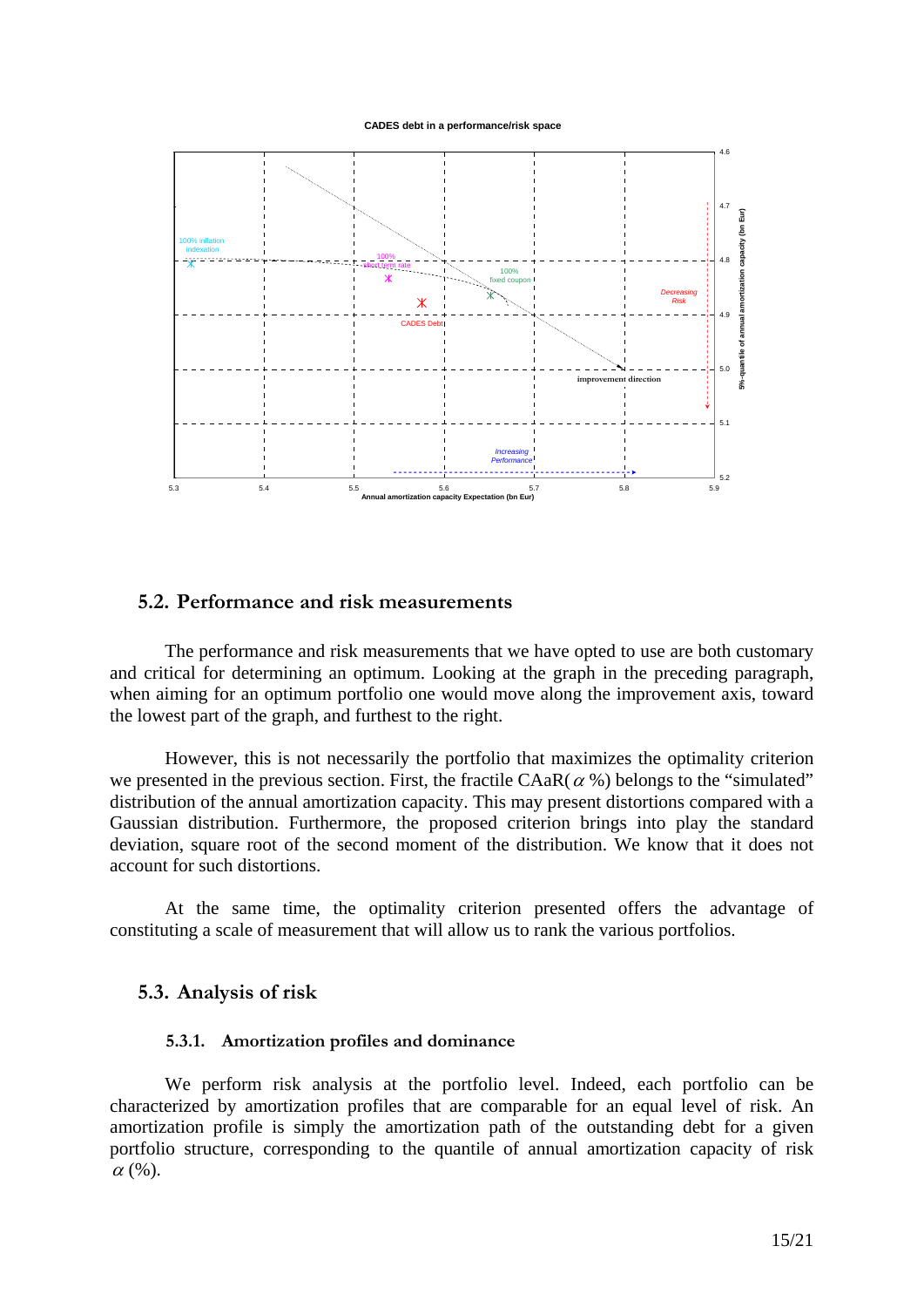## 5.2. Performance and risk measurements

The performance and risk measurements that we have opted to use are both customary and critical for determining an optimum. Looking at the graph in the preceding paragraph, when aiming for an optimum portfolio one would move along the improvement axis, toward the lowest part of the graph, and furthest to the right.

However, this is not necessarily the portfolio that maximizes the optimality criterion we presented in the previous section. First, the fractile CAaR( $\alpha$ %) belongs to the "simulated" distribution of the annual amortization capacity. This may present distortions compared with a Gaussian distribution. Furthermore, the proposed criterion brings into play the standard deviation, square root of the second moment of the distribution. We know that it does not account for such distortions.

At the same time, the optimality criterion presented offers the advantage of constituting a scale of measurement that will allow us to rank the various portfolios.

## 5.3. Analysis of risk

### 5.3.1. Amortization profiles and dominance

We perform risk analysis at the portfolio level. Indeed, each portfolio can be characterized by amortization profiles that are comparable for an equal level of risk. An amortization profile is simply the amortization path of the outstanding debt for a given portfolio structure, corresponding to the quantile of annual amortization capacity of risk $\alpha$ (%).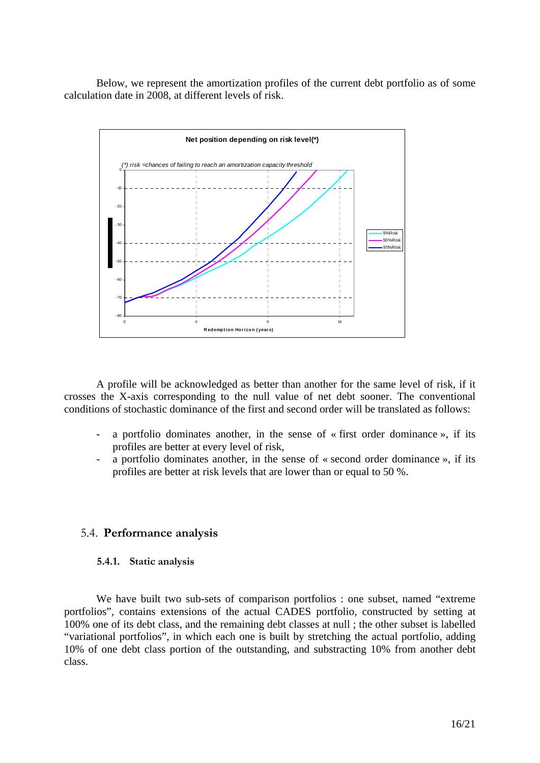Below, we represent the amortization profiles of the current debt portfolio as of some calculation date in 2008, at different levels of risk.

**Net position depending on risk level(\*)**

*(\*) risk =chances of failing to reach an amortization capacity threshold*

A profile will be acknowledged as better than another for the same level of risk, if it crosses the X-axis corresponding to the null value of net debt sooner. The conventional conditions of stochastic dominance of the first and second order will be translated as follows:

- a portfolio dominates another, in the sense of « first order dominance », if its profiles are better at every level of risk,
- a portfolio dominates another, in the sense of « second order dominance », if its profiles are better at risk levels that are lower than or equal to 50 %.

## 5.4. Performance analysis

### 5.4.1. Static analysis

We have built two sub-sets of comparison portfolios : one subset, named "extreme portfolios", contains extensions of the actual CADES portfolio, constructed by setting at 100% one of its debt class, and the remaining debt classes at null ; the other subset is labelled "variational portfolios", in which each one is built by stretching the actual portfolio, adding 10% of one debt class portion of the outstanding, and substracting 10% from another debt class.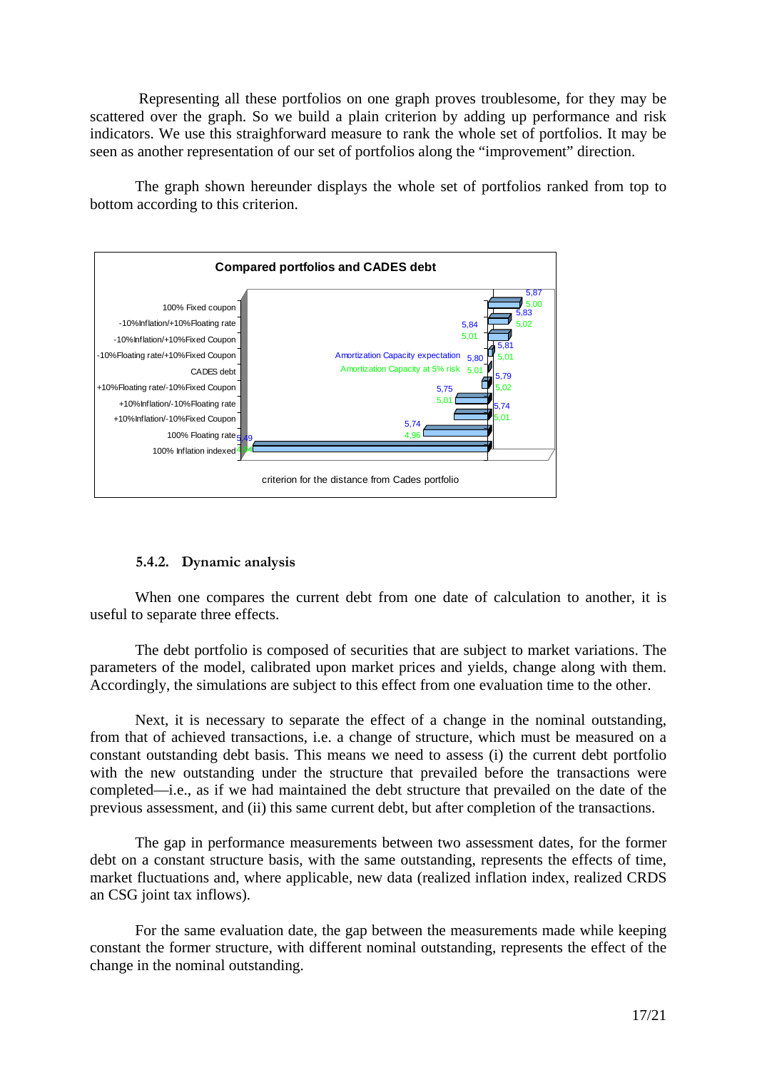Representing all these portfolios on one graph proves troublesome, for they may be scattered over the graph. So we build a plain criterion by adding up performance and risk indicators. We use this straighforward measure to rank the whole set of portfolios. It may be seen as another representation of our set of portfolios along the "improvement" direction.

The graph shown hereunder displays the whole set of portfolios ranked from top to bottom according to this criterion.

**Compared portfolios and CADES debt**

| Portfolio | Amortization Capacity expectation | Amortization Capacity at 5% risk |
|---|---|---|
| 100% Fixed coupon | 5,87 | 5,00 |
| -10%Inflation/+10%Floating rate | 5,83 | 5,02 |
| -10%Inflation/+10%Fixed Coupon | 5,84 | 5,01 |
| -10%Floating rate/+10%Fixed Coupon | 5,81 | 5,01 |
| CADES debt | 5,80 | 5,01 |
| +10%Floating rate/-10%Fixed Coupon | 5,79 | 5,02 |
| +10%Inflation/-10%Floating rate | 5,75 | 5,01 |
| +10%Inflation/-10%Fixed Coupon | 5,74 | 5,01 |
| 100% Floating rate | 5,74 | 4,96 |
| 100% Inflation indexed | 5,49 | 4,4 |

criterion for the distance from Cades portfolio

### 5.4.2. Dynamic analysis

When one compares the current debt from one date of calculation to another, it is useful to separate three effects.

The debt portfolio is composed of securities that are subject to market variations. The parameters of the model, calibrated upon market prices and yields, change along with them. Accordingly, the simulations are subject to this effect from one evaluation time to the other.

Next, it is necessary to separate the effect of a change in the nominal outstanding, from that of achieved transactions, i.e. a change of structure, which must be measured on a constant outstanding debt basis. This means we need to assess (i) the current debt portfolio with the new outstanding under the structure that prevailed before the transactions were completed—i.e., as if we had maintained the debt structure that prevailed on the date of the previous assessment, and (ii) this same current debt, but after completion of the transactions.

The gap in performance measurements between two assessment dates, for the former debt on a constant structure basis, with the same outstanding, represents the effects of time, market fluctuations and, where applicable, new data (realized inflation index, realized CRDS an CSG joint tax inflows).

For the same evaluation date, the gap between the measurements made while keeping constant the former structure, with different nominal outstanding, represents the effect of the change in the nominal outstanding.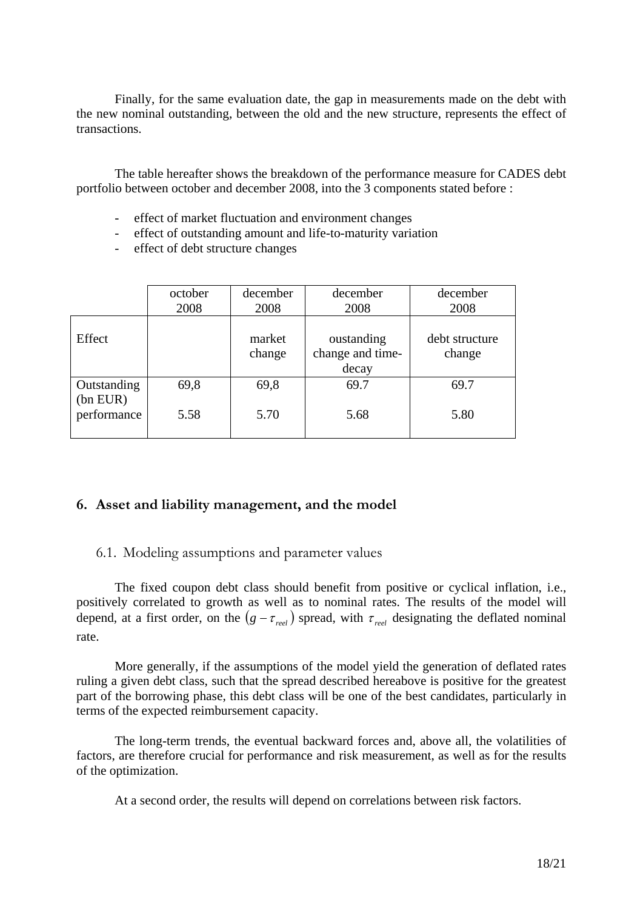Finally, for the same evaluation date, the gap in measurements made on the debt with the new nominal outstanding, between the old and the new structure, represents the effect of transactions.

The table hereafter shows the breakdown of the performance measure for CADES debt portfolio between october and december 2008, into the 3 components stated before :

- effect of market fluctuation and environment changes
- effect of outstanding amount and life-to-maturity variation
- effect of debt structure changes

| | october 2008 | december 2008 | december 2008 | december 2008 |
|---|---|---|---|---|
| Effect | | market change | oustanding change and time-decay | debt structure change |
| Outstanding (bn EUR) | 69,8 | 69,8 | 69.7 | 69.7 |
| performance | 5.58 | 5.70 | 5.68 | 5.80 |

## 6. Asset and liability management, and the model

### 6.1. Modeling assumptions and parameter values

The fixed coupon debt class should benefit from positive or cyclical inflation, i.e., positively correlated to growth as well as to nominal rates. The results of the model will depend, at a first order, on the $(g - \tau_{reel})$ spread, with $\tau_{reel}$ designating the deflated nominal rate.

More generally, if the assumptions of the model yield the generation of deflated rates ruling a given debt class, such that the spread described hereabove is positive for the greatest part of the borrowing phase, this debt class will be one of the best candidates, particularly in terms of the expected reimbursement capacity.

The long-term trends, the eventual backward forces and, above all, the volatilities of factors, are therefore crucial for performance and risk measurement, as well as for the results of the optimization.

At a second order, the results will depend on correlations between risk factors.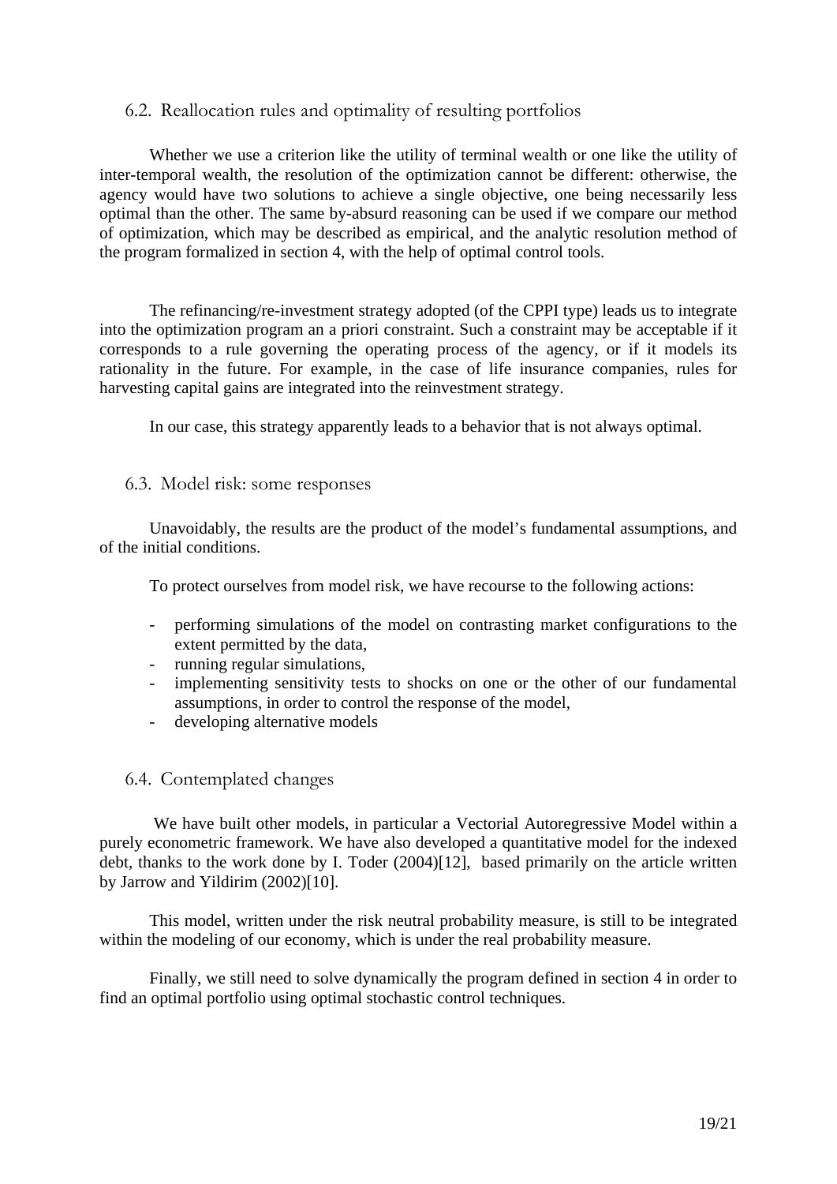### 6.2. Reallocation rules and optimality of resulting portfolios

Whether we use a criterion like the utility of terminal wealth or one like the utility of inter-temporal wealth, the resolution of the optimization cannot be different: otherwise, the agency would have two solutions to achieve a single objective, one being necessarily less optimal than the other. The same by-absurd reasoning can be used if we compare our method of optimization, which may be described as empirical, and the analytic resolution method of the program formalized in section 4, with the help of optimal control tools.

The refinancing/re-investment strategy adopted (of the CPPI type) leads us to integrate into the optimization program an a priori constraint. Such a constraint may be acceptable if it corresponds to a rule governing the operating process of the agency, or if it models its rationality in the future. For example, in the case of life insurance companies, rules for harvesting capital gains are integrated into the reinvestment strategy.

In our case, this strategy apparently leads to a behavior that is not always optimal.

### 6.3. Model risk: some responses

Unavoidably, the results are the product of the model's fundamental assumptions, and of the initial conditions.

To protect ourselves from model risk, we have recourse to the following actions:

- performing simulations of the model on contrasting market configurations to the extent permitted by the data,
- running regular simulations,
- implementing sensitivity tests to shocks on one or the other of our fundamental assumptions, in order to control the response of the model,
- developing alternative models

### 6.4. Contemplated changes

We have built other models, in particular a Vectorial Autoregressive Model within a purely econometric framework. We have also developed a quantitative model for the indexed debt, thanks to the work done by I. Toder (2004)[12], based primarily on the article written by Jarrow and Yildirim (2002)[10].

This model, written under the risk neutral probability measure, is still to be integrated within the modeling of our economy, which is under the real probability measure.

Finally, we still need to solve dynamically the program defined in section 4 in order to find an optimal portfolio using optimal stochastic control techniques.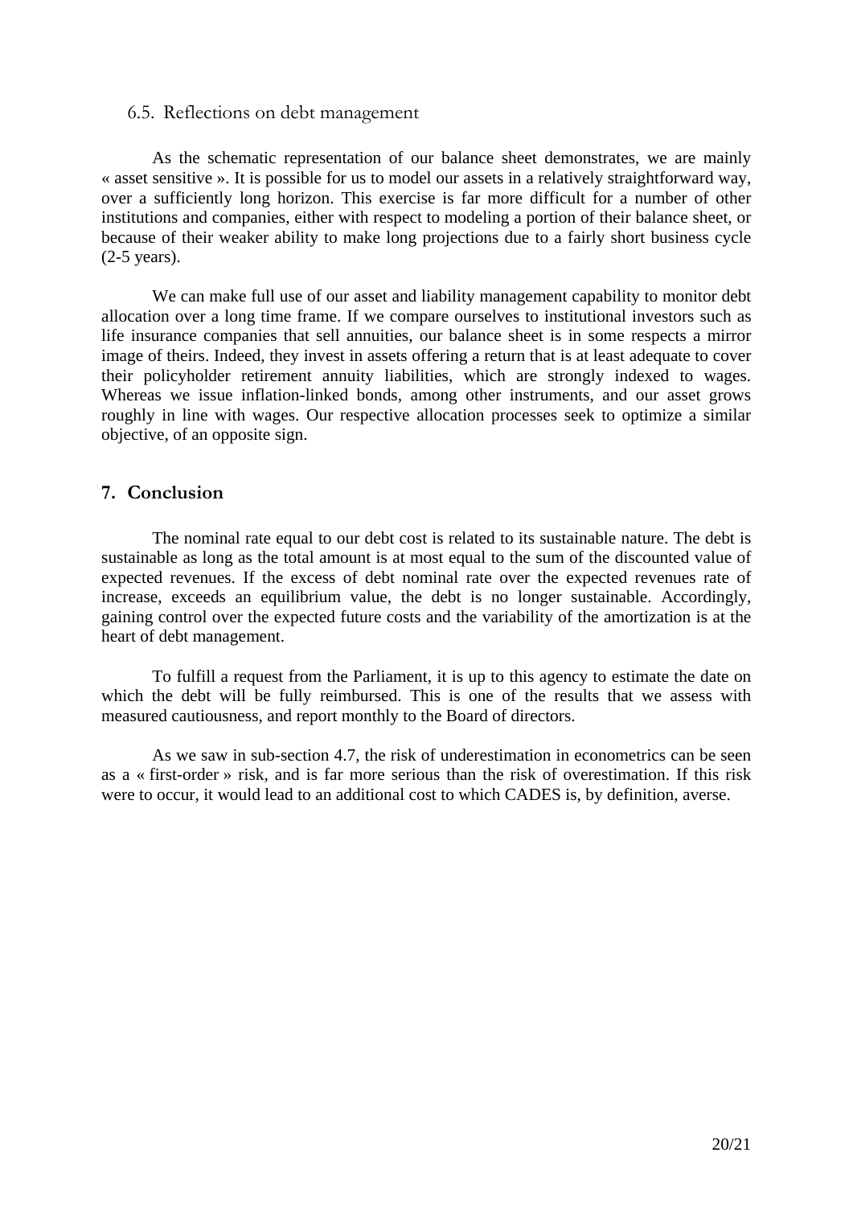### 6.5. Reflections on debt management

As the schematic representation of our balance sheet demonstrates, we are mainly « asset sensitive ». It is possible for us to model our assets in a relatively straightforward way, over a sufficiently long horizon. This exercise is far more difficult for a number of other institutions and companies, either with respect to modeling a portion of their balance sheet, or because of their weaker ability to make long projections due to a fairly short business cycle (2-5 years).

We can make full use of our asset and liability management capability to monitor debt allocation over a long time frame. If we compare ourselves to institutional investors such as life insurance companies that sell annuities, our balance sheet is in some respects a mirror image of theirs. Indeed, they invest in assets offering a return that is at least adequate to cover their policyholder retirement annuity liabilities, which are strongly indexed to wages. Whereas we issue inflation-linked bonds, among other instruments, and our asset grows roughly in line with wages. Our respective allocation processes seek to optimize a similar objective, of an opposite sign.

## 7. Conclusion

The nominal rate equal to our debt cost is related to its sustainable nature. The debt is sustainable as long as the total amount is at most equal to the sum of the discounted value of expected revenues. If the excess of debt nominal rate over the expected revenues rate of increase, exceeds an equilibrium value, the debt is no longer sustainable. Accordingly, gaining control over the expected future costs and the variability of the amortization is at the heart of debt management.

To fulfill a request from the Parliament, it is up to this agency to estimate the date on which the debt will be fully reimbursed. This is one of the results that we assess with measured cautiousness, and report monthly to the Board of directors.

As we saw in sub-section 4.7, the risk of underestimation in econometrics can be seen as a « first-order » risk, and is far more serious than the risk of overestimation. If this risk were to occur, it would lead to an additional cost to which CADES is, by definition, averse.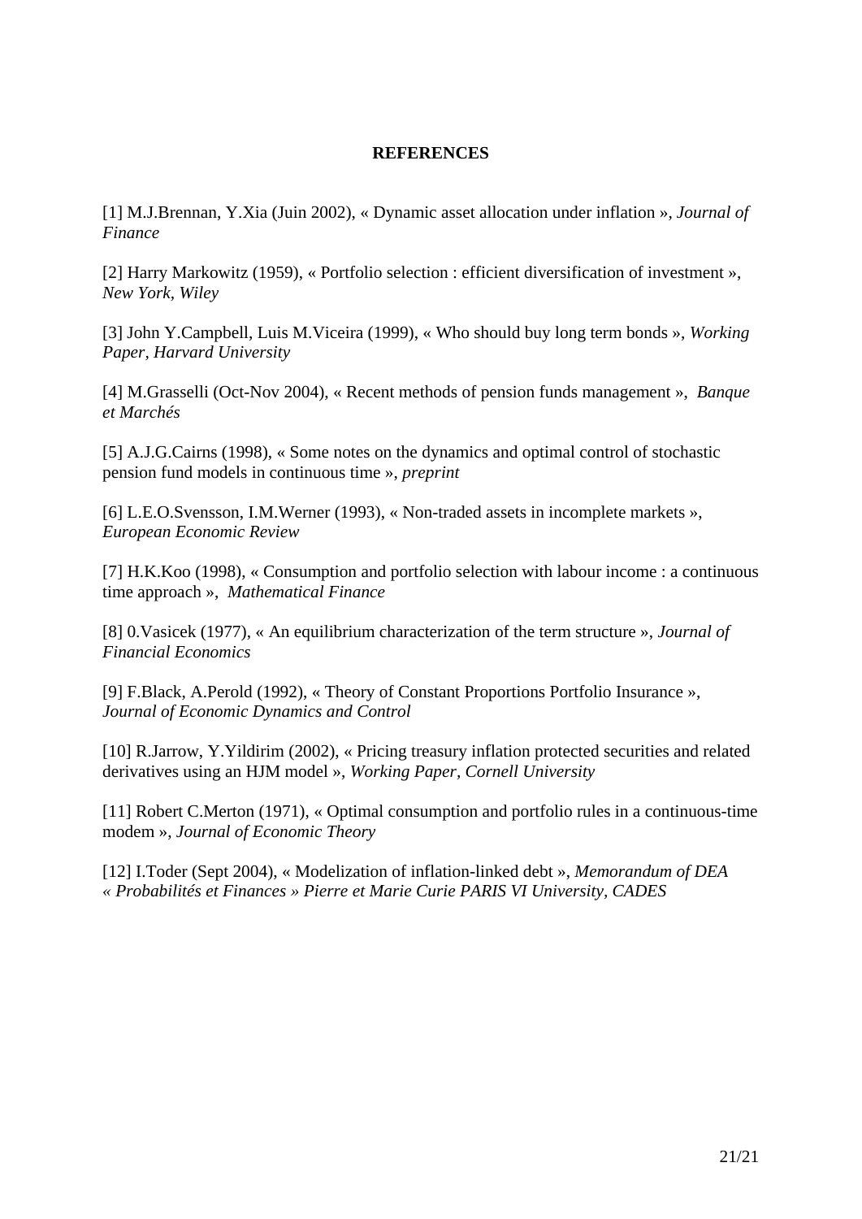**REFERENCES**

[1] M.J.Brennan, Y.Xia (Juin 2002), « Dynamic asset allocation under inflation », *Journal of Finance*

[2] Harry Markowitz (1959), « Portfolio selection : efficient diversification of investment », *New York, Wiley*

[3] John Y.Campbell, Luis M.Viceira (1999), « Who should buy long term bonds », *Working Paper, Harvard University*

[4] M.Grasselli (Oct-Nov 2004), « Recent methods of pension funds management », *Banque et Marchés*

[5] A.J.G.Cairns (1998), « Some notes on the dynamics and optimal control of stochastic pension fund models in continuous time », *preprint*

[6] L.E.O.Svensson, I.M.Werner (1993), « Non-traded assets in incomplete markets », *European Economic Review*

[7] H.K.Koo (1998), « Consumption and portfolio selection with labour income : a continuous time approach », *Mathematical Finance*

[8] 0.Vasicek (1977), « An equilibrium characterization of the term structure », *Journal of Financial Economics*

[9] F.Black, A.Perold (1992), « Theory of Constant Proportions Portfolio Insurance », *Journal of Economic Dynamics and Control*

[10] R.Jarrow, Y.Yildirim (2002), « Pricing treasury inflation protected securities and related derivatives using an HJM model », *Working Paper, Cornell University*

[11] Robert C.Merton (1971), « Optimal consumption and portfolio rules in a continuous-time modem », *Journal of Economic Theory*

[12] I.Toder (Sept 2004), « Modelization of inflation-linked debt », *Memorandum of DEA « Probabilités et Finances » Pierre et Marie Curie PARIS VI University, CADES*